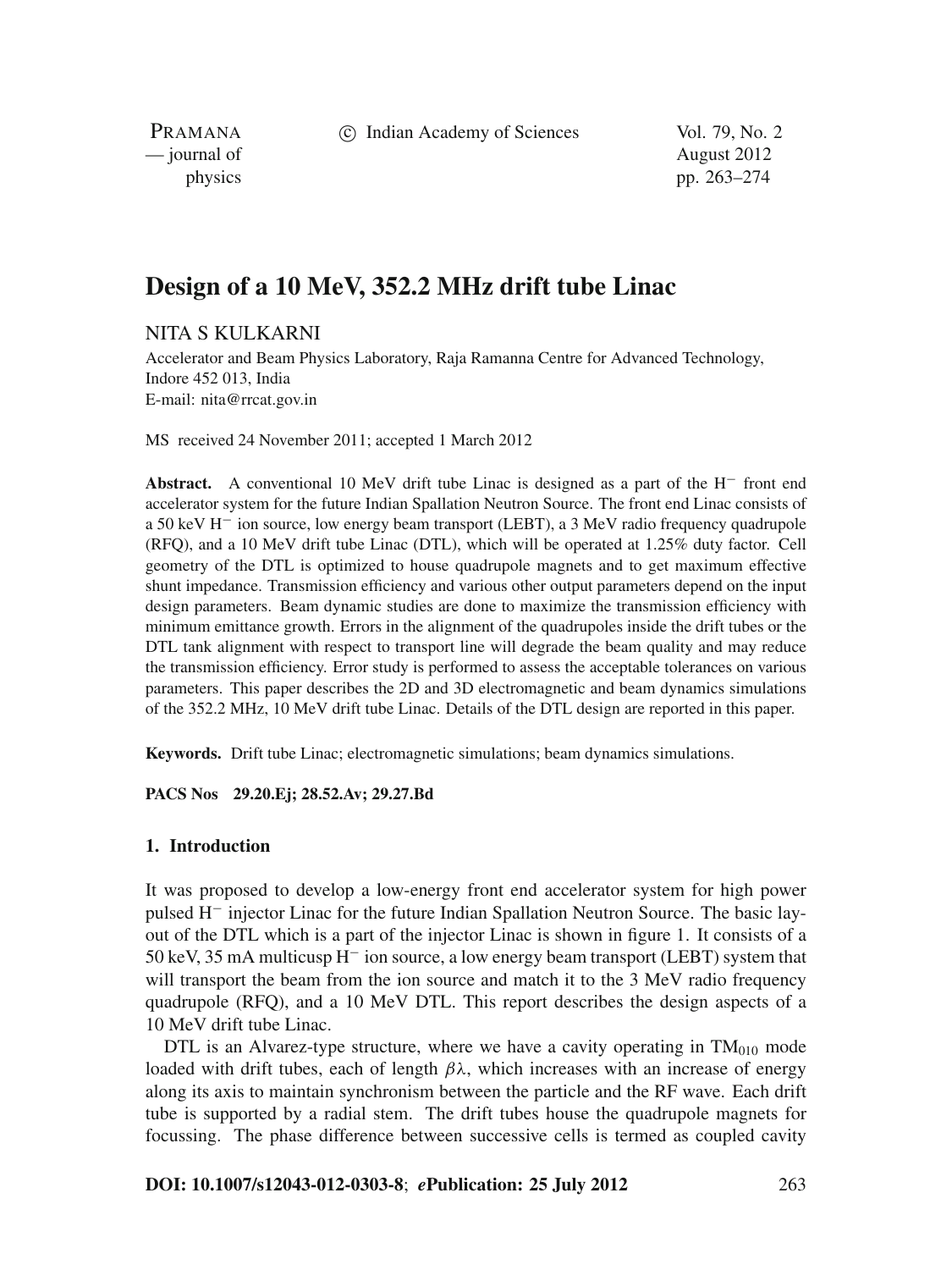# Design of a 10 MeV, 352.2 MHz drift tube Linac

NITA S KULKARNI

Accelerator and Beam Physics Laboratory, Raja Ramanna Centre for Advanced Technology, Indore 452 013, India
E-mail: nita@rrcat.gov.in

MS received 24 November 2011; accepted 1 March 2012

**Abstract.** A conventional 10 MeV drift tube Linac is designed as a part of the $H^-$ front end accelerator system for the future Indian Spallation Neutron Source. The front end Linac consists of a 50 keV $H^-$ ion source, low energy beam transport (LEBT), a 3 MeV radio frequency quadrupole (RFQ), and a 10 MeV drift tube Linac (DTL), which will be operated at 1.25% duty factor. Cell geometry of the DTL is optimized to house quadrupole magnets and to get maximum effective shunt impedance. Transmission efficiency and various other output parameters depend on the input design parameters. Beam dynamic studies are done to maximize the transmission efficiency with minimum emittance growth. Errors in the alignment of the quadrupoles inside the drift tubes or the DTL tank alignment with respect to transport line will degrade the beam quality and may reduce the transmission efficiency. Error study is performed to assess the acceptable tolerances on various parameters. This paper describes the 2D and 3D electromagnetic and beam dynamics simulations of the 352.2 MHz, 10 MeV drift tube Linac. Details of the DTL design are reported in this paper.

**Keywords.** Drift tube Linac; electromagnetic simulations; beam dynamics simulations.

**PACS Nos** 29.20.Ej; 28.52.Av; 29.27.Bd

## 1. Introduction

It was proposed to develop a low-energy front end accelerator system for high power pulsed $H^-$ injector Linac for the future Indian Spallation Neutron Source. The basic layout of the DTL which is a part of the injector Linac is shown in figure 1. It consists of a 50 keV, 35 mA multicusp $H^-$ ion source, a low energy beam transport (LEBT) system that will transport the beam from the ion source and match it to the 3 MeV radio frequency quadrupole (RFQ), and a 10 MeV DTL. This report describes the design aspects of a 10 MeV drift tube Linac.

DTL is an Alvarez-type structure, where we have a cavity operating in $TM_{010}$ mode loaded with drift tubes, each of length $\beta\lambda$, which increases with an increase of energy along its axis to maintain synchronism between the particle and the RF wave. Each drift tube is supported by a radial stem. The drift tubes house the quadrupole magnets for focussing. The phase difference between successive cells is termed as coupled cavity

**DOI: 10.1007/s12043-012-0303-8**; ***e*Publication: 25 July 2012**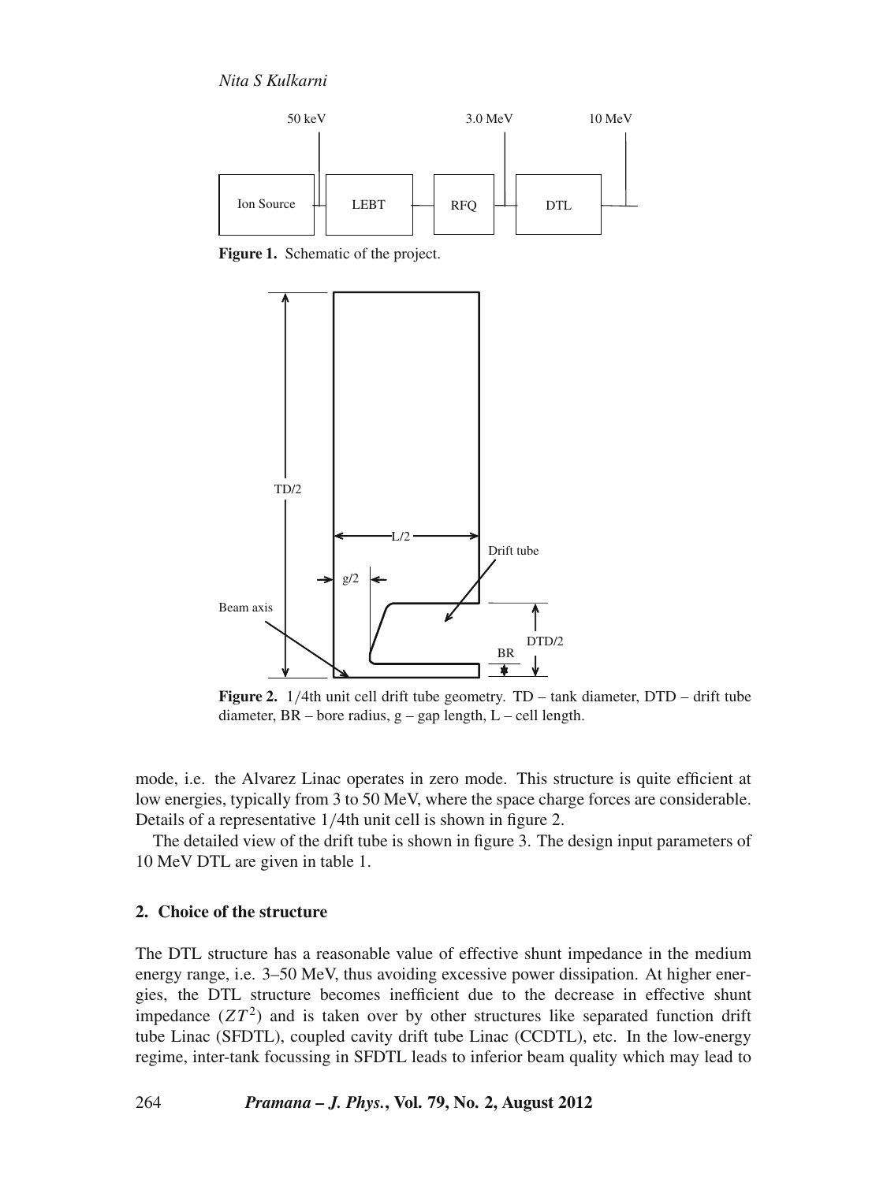**Figure 1.** Schematic of the project.

**Figure 2.** 1/4th unit cell drift tube geometry. TD – tank diameter, DTD – drift tube diameter, BR – bore radius, g – gap length, L – cell length.

mode, i.e. the Alvarez Linac operates in zero mode. This structure is quite efficient at low energies, typically from 3 to 50 MeV, where the space charge forces are considerable. Details of a representative 1/4th unit cell is shown in figure 2.

The detailed view of the drift tube is shown in figure 3. The design input parameters of 10 MeV DTL are given in table 1.

## 2. Choice of the structure

The DTL structure has a reasonable value of effective shunt impedance in the medium energy range, i.e. 3–50 MeV, thus avoiding excessive power dissipation. At higher energies, the DTL structure becomes inefficient due to the decrease in effective shunt impedance ($ZT^2$) and is taken over by other structures like separated function drift tube Linac (SFDTL), coupled cavity drift tube Linac (CCDTL), etc. In the low-energy regime, inter-tank focussing in SFDTL leads to inferior beam quality which may lead to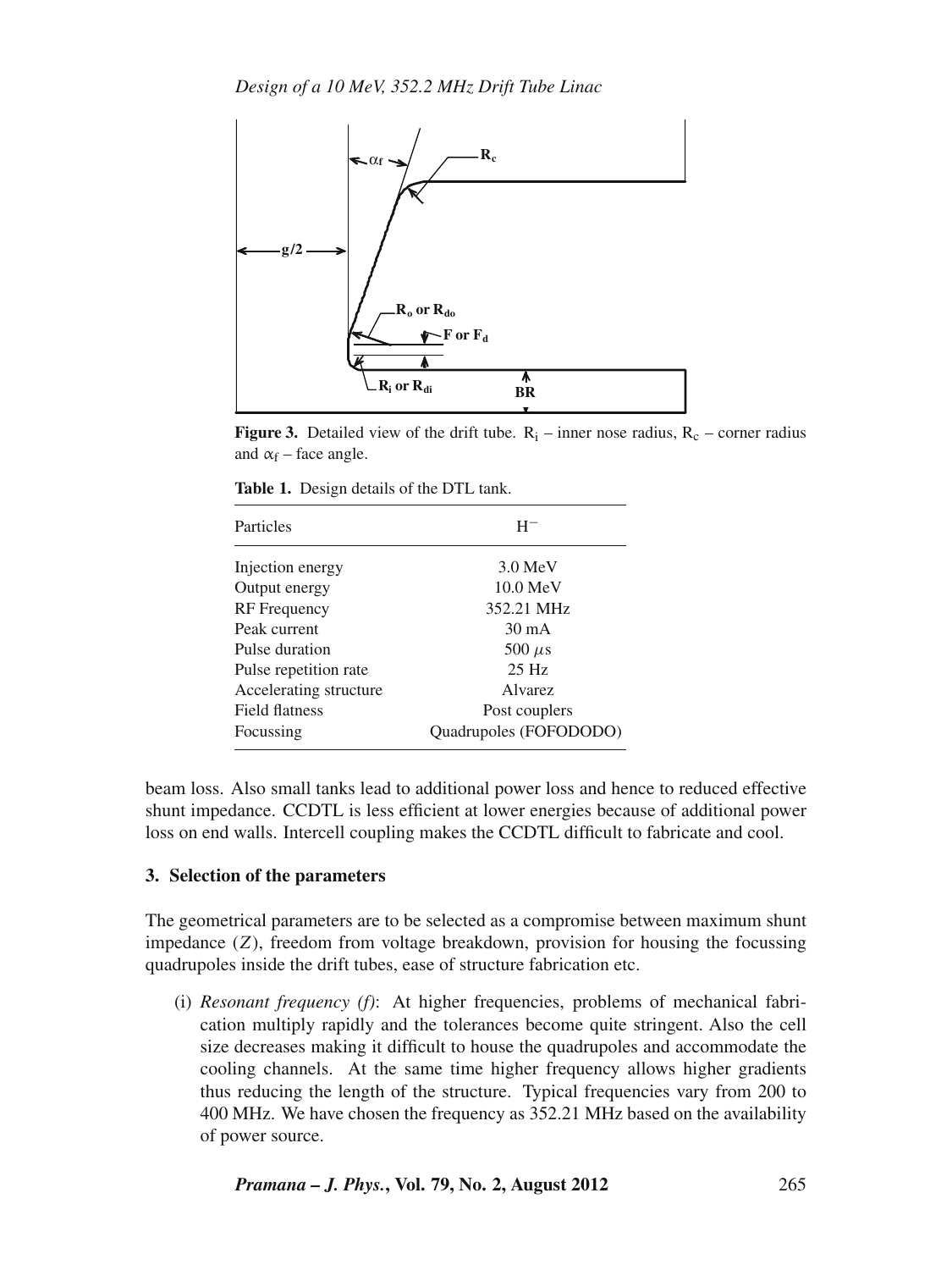**Figure 3.** Detailed view of the drift tube. $R_i$ – inner nose radius, $R_c$ – corner radius and $\alpha_f$ – face angle.

**Table 1.** Design details of the DTL tank.

| Particles | $H^-$ |
|---|---|
| Injection energy | 3.0 MeV |
| Output energy | 10.0 MeV |
| RF Frequency | 352.21 MHz |
| Peak current | 30 mA |
| Pulse duration | 500 $\mu$s |
| Pulse repetition rate | 25 Hz |
| Accelerating structure | Alvarez |
| Field flatness | Post couplers |
| Focussing | Quadrupoles (FOFODODO) |

beam loss. Also small tanks lead to additional power loss and hence to reduced effective shunt impedance. CCDTL is less efficient at lower energies because of additional power loss on end walls. Intercell coupling makes the CCDTL difficult to fabricate and cool.

## 3. Selection of the parameters

The geometrical parameters are to be selected as a compromise between maximum shunt impedance ($Z$), freedom from voltage breakdown, provision for housing the focussing quadrupoles inside the drift tubes, ease of structure fabrication etc.

(i) *Resonant frequency* ($f$): At higher frequencies, problems of mechanical fabrication multiply rapidly and the tolerances become quite stringent. Also the cell size decreases making it difficult to house the quadrupoles and accommodate the cooling channels. At the same time higher frequency allows higher gradients thus reducing the length of the structure. Typical frequencies vary from 200 to 400 MHz. We have chosen the frequency as 352.21 MHz based on the availability of power source.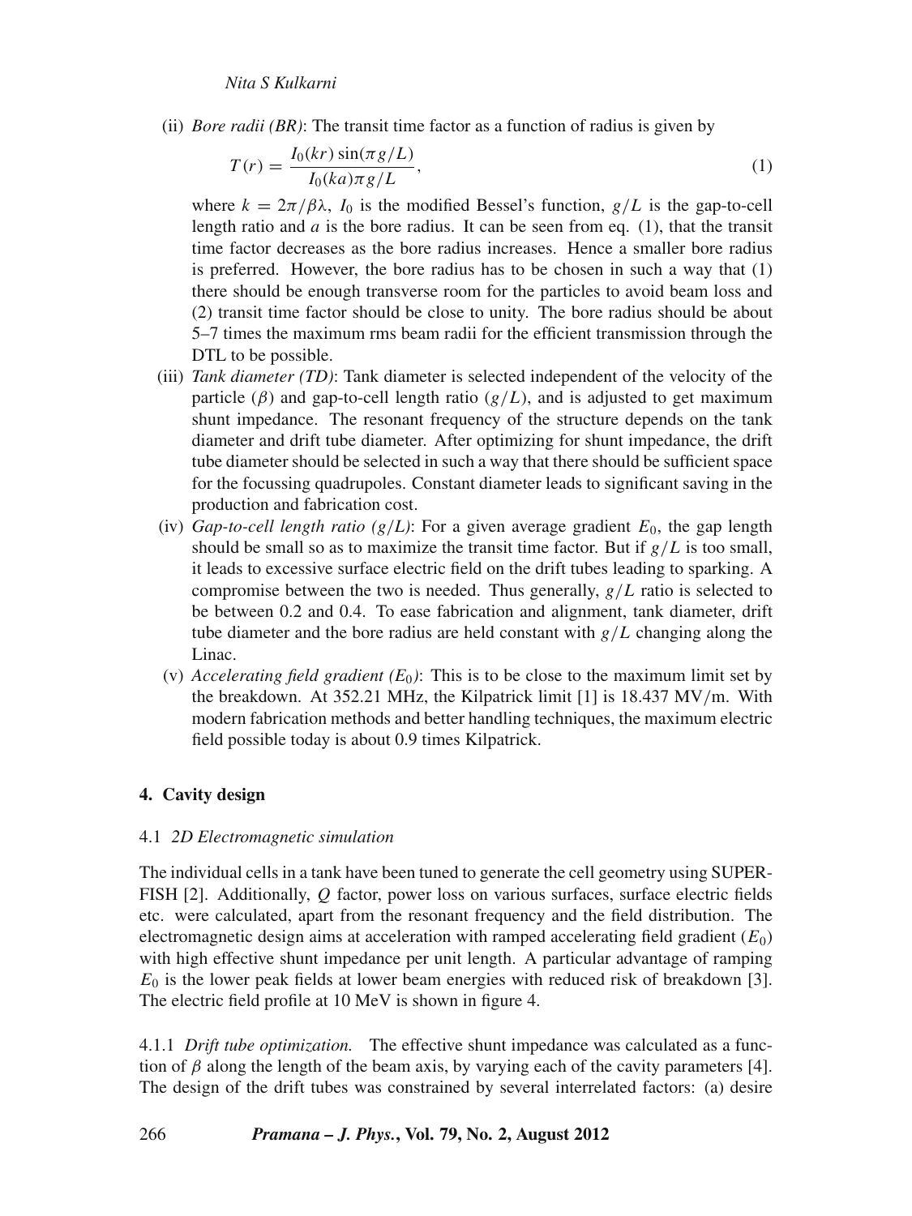(ii) *Bore radii (BR)*: The transit time factor as a function of radius is given by

$$T(r) = \frac{I_0(kr)\sin(\pi g/L)}{I_0(ka)\pi g/L}, \tag{1}$$

where $k = 2\pi/\beta\lambda$, $I_0$ is the modified Bessel's function, $g/L$ is the gap-to-cell length ratio and $a$ is the bore radius. It can be seen from eq. (1), that the transit time factor decreases as the bore radius increases. Hence a smaller bore radius is preferred. However, the bore radius has to be chosen in such a way that (1) there should be enough transverse room for the particles to avoid beam loss and (2) transit time factor should be close to unity. The bore radius should be about 5–7 times the maximum rms beam radii for the efficient transmission through the DTL to be possible.

(iii) *Tank diameter (TD)*: Tank diameter is selected independent of the velocity of the particle ($\beta$) and gap-to-cell length ratio ($g/L$), and is adjusted to get maximum shunt impedance. The resonant frequency of the structure depends on the tank diameter and drift tube diameter. After optimizing for shunt impedance, the drift tube diameter should be selected in such a way that there should be sufficient space for the focussing quadrupoles. Constant diameter leads to significant saving in the production and fabrication cost.

(iv) *Gap-to-cell length ratio ($g/L$)*: For a given average gradient $E_0$, the gap length should be small so as to maximize the transit time factor. But if $g/L$ is too small, it leads to excessive surface electric field on the drift tubes leading to sparking. A compromise between the two is needed. Thus generally, $g/L$ ratio is selected to be between 0.2 and 0.4. To ease fabrication and alignment, tank diameter, drift tube diameter and the bore radius are held constant with $g/L$ changing along the Linac.

(v) *Accelerating field gradient ($E_0$)*: This is to be close to the maximum limit set by the breakdown. At 352.21 MHz, the Kilpatrick limit [1] is 18.437 MV/m. With modern fabrication methods and better handling techniques, the maximum electric field possible today is about 0.9 times Kilpatrick.

## 4. Cavity design

### 4.1 *2D Electromagnetic simulation*

The individual cells in a tank have been tuned to generate the cell geometry using SUPERFISH [2]. Additionally, $Q$ factor, power loss on various surfaces, surface electric fields etc. were calculated, apart from the resonant frequency and the field distribution. The electromagnetic design aims at acceleration with ramped accelerating field gradient ($E_0$) with high effective shunt impedance per unit length. A particular advantage of ramping $E_0$ is the lower peak fields at lower beam energies with reduced risk of breakdown [3]. The electric field profile at 10 MeV is shown in figure 4.

4.1.1 *Drift tube optimization.* The effective shunt impedance was calculated as a function of $\beta$ along the length of the beam axis, by varying each of the cavity parameters [4]. The design of the drift tubes was constrained by several interrelated factors: (a) desire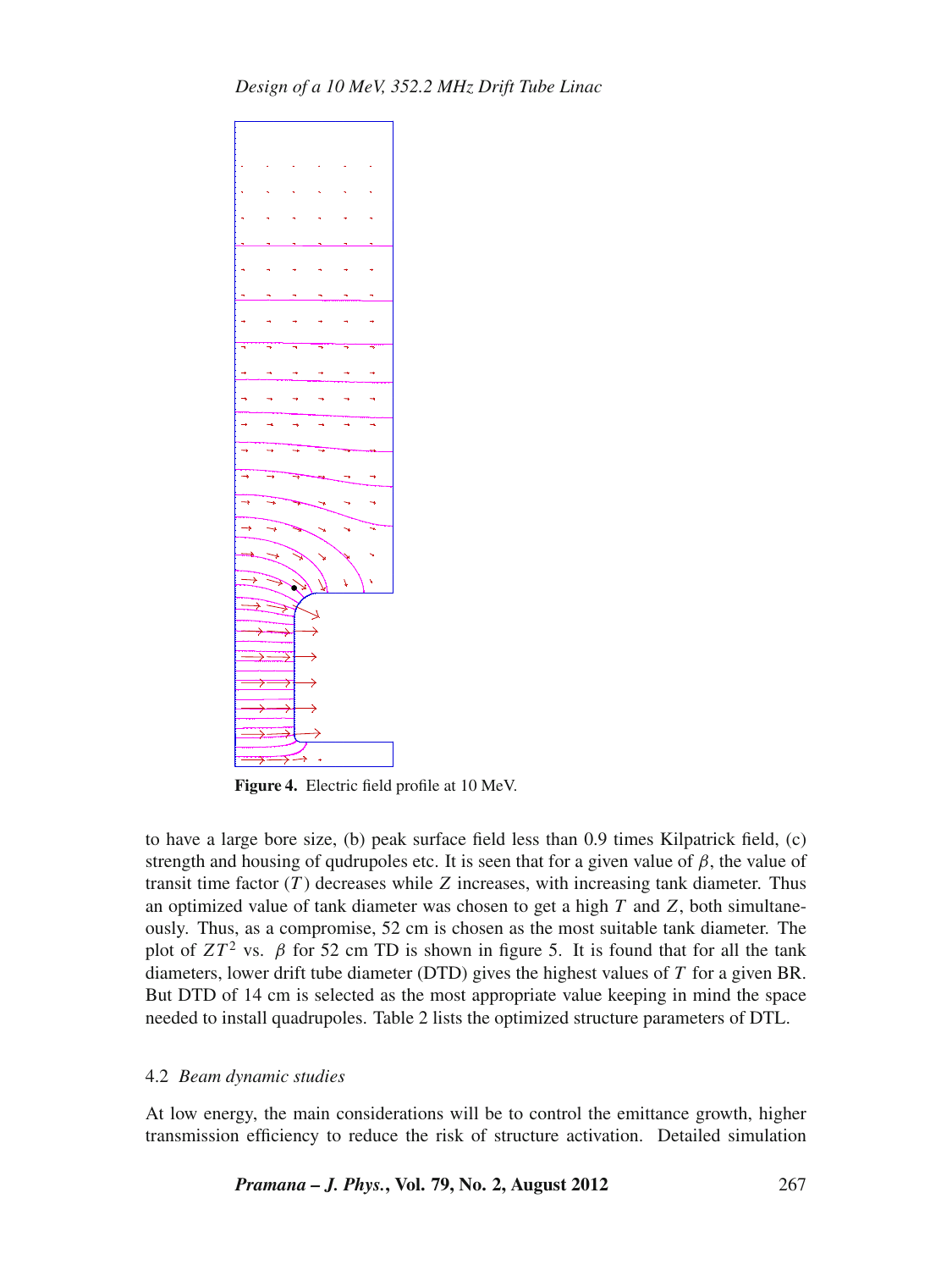Figure 4. Electric field profile at 10 MeV.

to have a large bore size, (b) peak surface field less than 0.9 times Kilpatrick field, (c) strength and housing of qudrupoles etc. It is seen that for a given value of $\beta$, the value of transit time factor ($T$) decreases while $Z$ increases, with increasing tank diameter. Thus an optimized value of tank diameter was chosen to get a high $T$ and $Z$, both simultaneously. Thus, as a compromise, 52 cm is chosen as the most suitable tank diameter. The plot of $ZT^2$ vs. $\beta$ for 52 cm TD is shown in figure 5. It is found that for all the tank diameters, lower drift tube diameter (DTD) gives the highest values of $T$ for a given BR. But DTD of 14 cm is selected as the most appropriate value keeping in mind the space needed to install quadrupoles. Table 2 lists the optimized structure parameters of DTL.

### 4.2 *Beam dynamic studies*

At low energy, the main considerations will be to control the emittance growth, higher transmission efficiency to reduce the risk of structure activation. Detailed simulation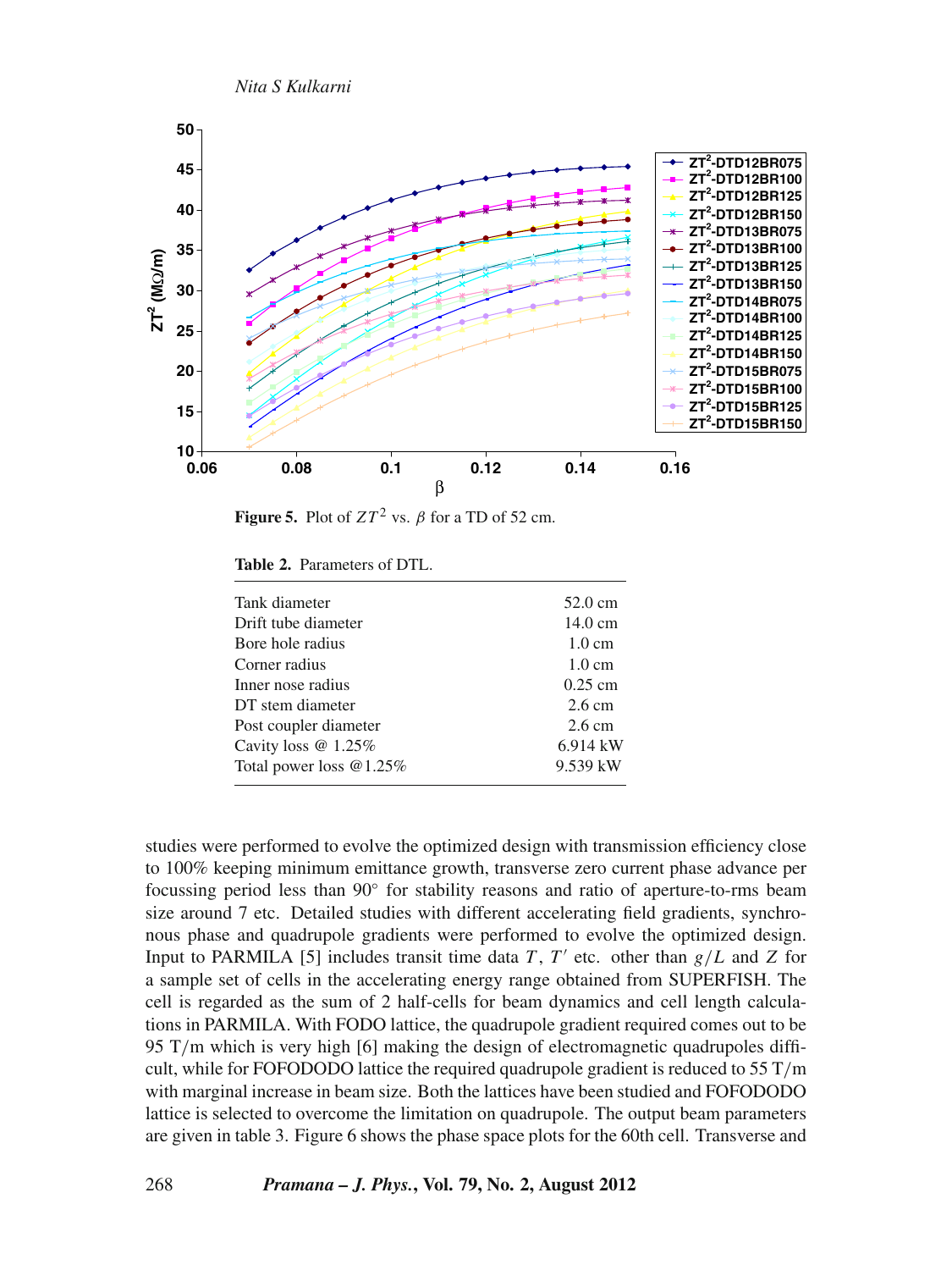**Figure 5.** Plot of $ZT^2$ vs. $\beta$ for a TD of 52 cm.

**Table 2.** Parameters of DTL.

| | |
|---|---|
| Tank diameter | 52.0 cm |
| Drift tube diameter | 14.0 cm |
| Bore hole radius | 1.0 cm |
| Corner radius | 1.0 cm |
| Inner nose radius | 0.25 cm |
| DT stem diameter | 2.6 cm |
| Post coupler diameter | 2.6 cm |
| Cavity loss @ 1.25% | 6.914 kW |
| Total power loss @1.25% | 9.539 kW |

studies were performed to evolve the optimized design with transmission efficiency close to 100% keeping minimum emittance growth, transverse zero current phase advance per focussing period less than 90° for stability reasons and ratio of aperture-to-rms beam size around 7 etc. Detailed studies with different accelerating field gradients, synchronous phase and quadrupole gradients were performed to evolve the optimized design. Input to PARMILA [5] includes transit time data $T$, $T'$ etc. other than $g/L$ and $Z$ for a sample set of cells in the accelerating energy range obtained from SUPERFISH. The cell is regarded as the sum of 2 half-cells for beam dynamics and cell length calculations in PARMILA. With FODO lattice, the quadrupole gradient required comes out to be 95 T/m which is very high [6] making the design of electromagnetic quadrupoles difficult, while for FOFODODO lattice the required quadrupole gradient is reduced to 55 T/m with marginal increase in beam size. Both the lattices have been studied and FOFODODO lattice is selected to overcome the limitation on quadrupole. The output beam parameters are given in table 3. Figure 6 shows the phase space plots for the 60th cell. Transverse and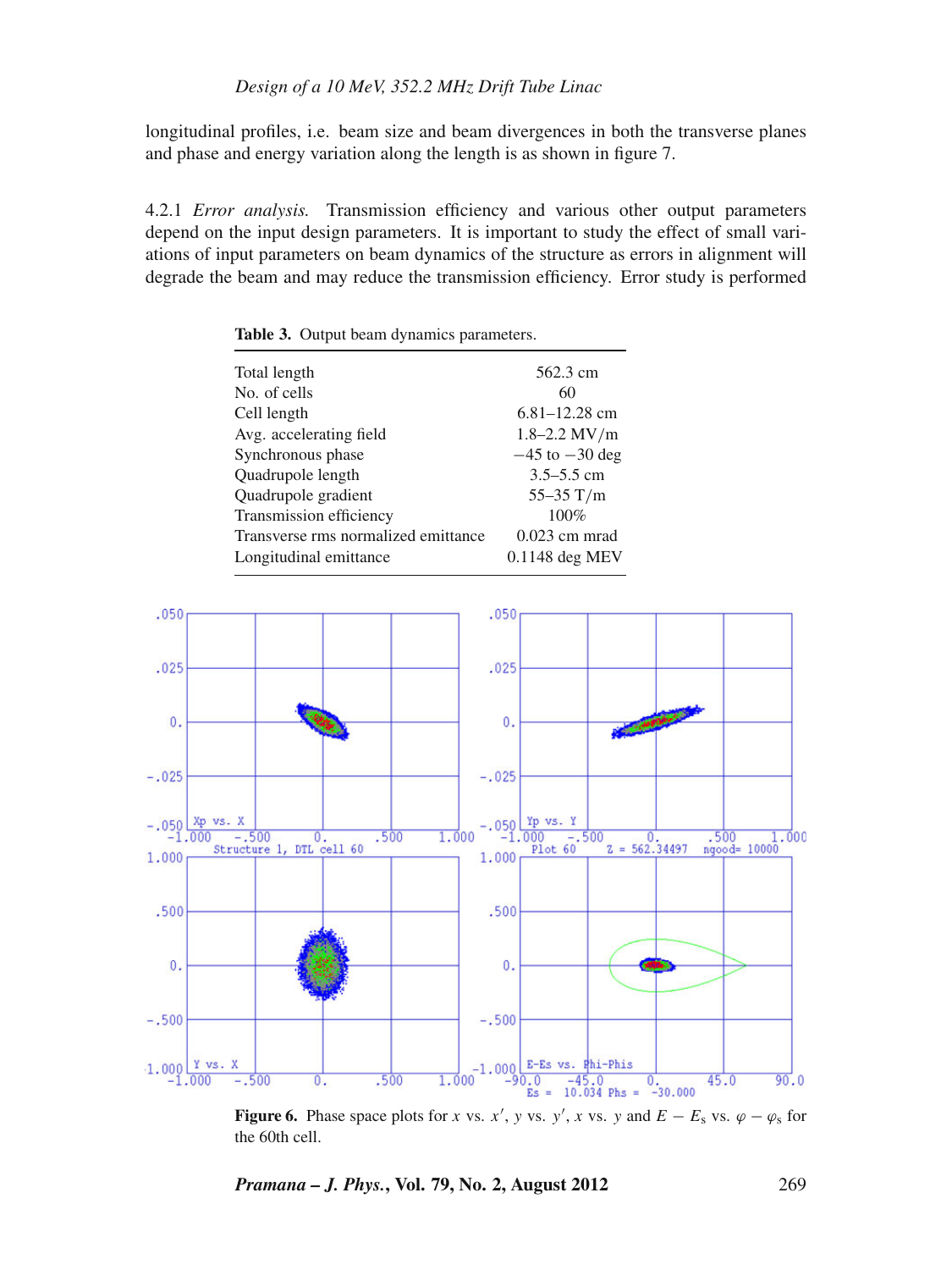longitudinal profiles, i.e. beam size and beam divergences in both the transverse planes and phase and energy variation along the length is as shown in figure 7.

4.2.1 *Error analysis.* Transmission efficiency and various other output parameters depend on the input design parameters. It is important to study the effect of small variations of input parameters on beam dynamics of the structure as errors in alignment will degrade the beam and may reduce the transmission efficiency. Error study is performed

**Table 3.** Output beam dynamics parameters.

| | |
|---|---|
| Total length | 562.3 cm |
| No. of cells | 60 |
| Cell length | 6.81–12.28 cm |
| Avg. accelerating field | 1.8–2.2 MV/m |
| Synchronous phase | −45 to −30 deg |
| Quadrupole length | 3.5–5.5 cm |
| Quadrupole gradient | 55–35 T/m |
| Transmission efficiency | 100% |
| Transverse rms normalized emittance | 0.023 cm mrad |
| Longitudinal emittance | 0.1148 deg MEV |

**Figure 6.** Phase space plots for $x$ vs. $x'$, $y$ vs. $y'$, $x$ vs. $y$ and $E - E_s$ vs. $\varphi - \varphi_s$ for the 60th cell.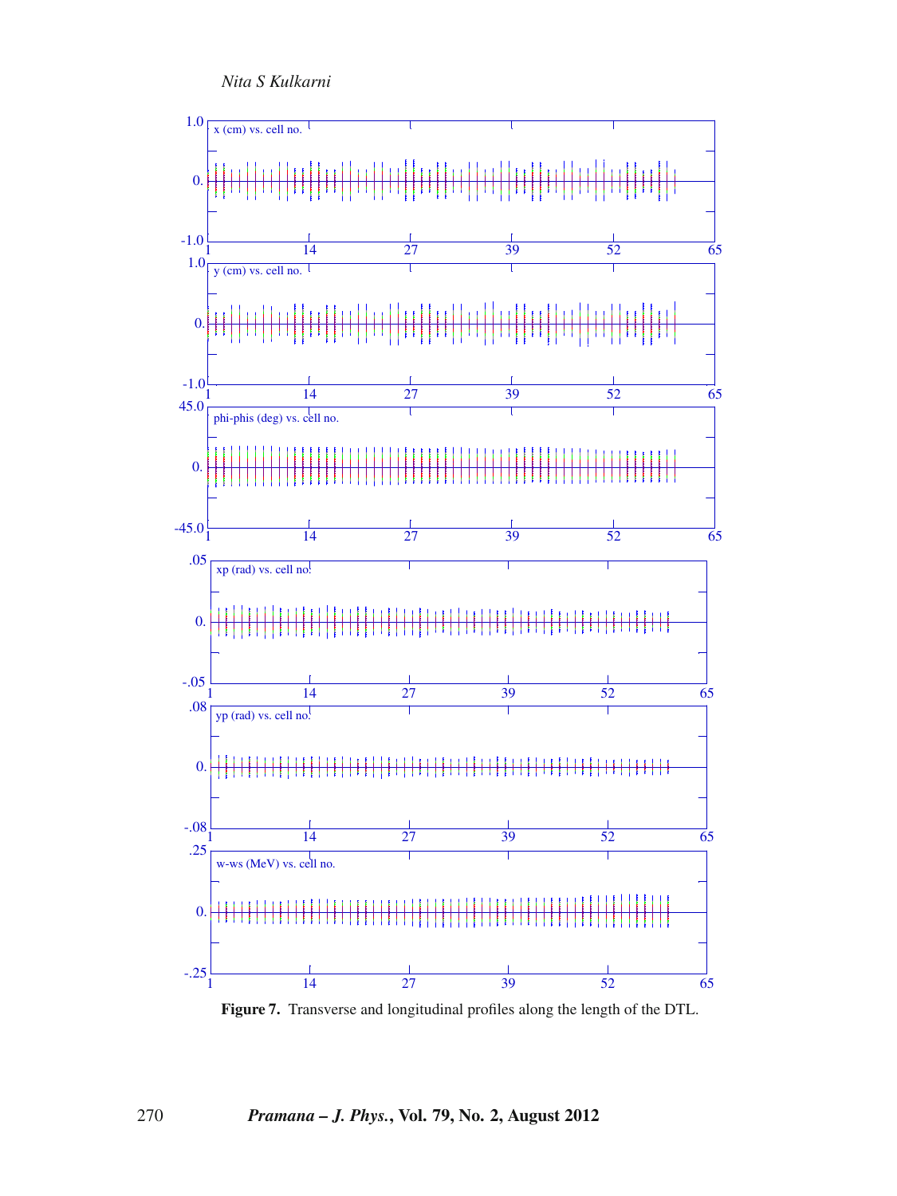**Figure 7.** Transverse and longitudinal profiles along the length of the DTL.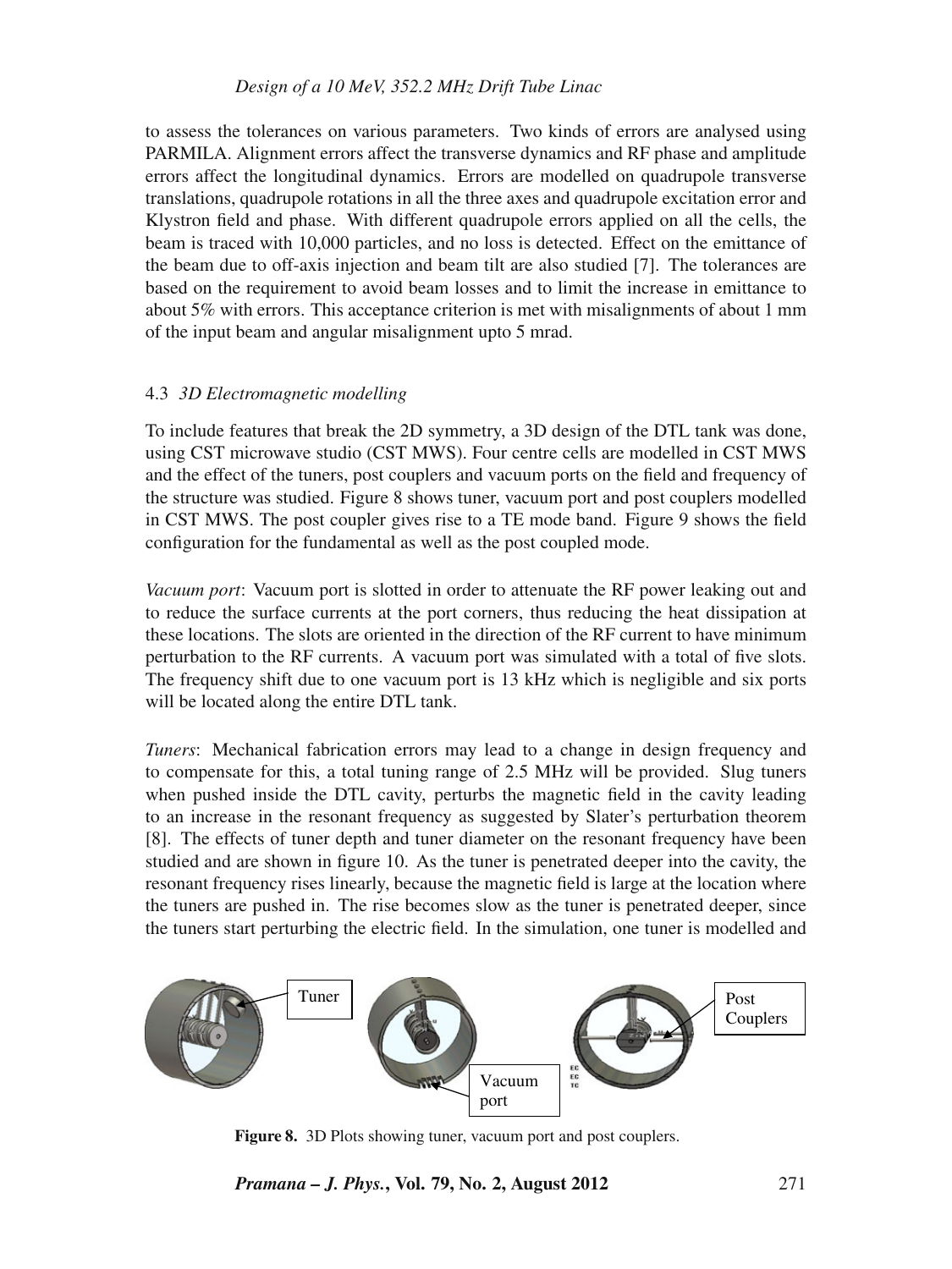to assess the tolerances on various parameters. Two kinds of errors are analysed using PARMILA. Alignment errors affect the transverse dynamics and RF phase and amplitude errors affect the longitudinal dynamics. Errors are modelled on quadrupole transverse translations, quadrupole rotations in all the three axes and quadrupole excitation error and Klystron field and phase. With different quadrupole errors applied on all the cells, the beam is traced with 10,000 particles, and no loss is detected. Effect on the emittance of the beam due to off-axis injection and beam tilt are also studied [7]. The tolerances are based on the requirement to avoid beam losses and to limit the increase in emittance to about 5% with errors. This acceptance criterion is met with misalignments of about 1 mm of the input beam and angular misalignment upto 5 mrad.

### 4.3 *3D Electromagnetic modelling*

To include features that break the 2D symmetry, a 3D design of the DTL tank was done, using CST microwave studio (CST MWS). Four centre cells are modelled in CST MWS and the effect of the tuners, post couplers and vacuum ports on the field and frequency of the structure was studied. Figure 8 shows tuner, vacuum port and post couplers modelled in CST MWS. The post coupler gives rise to a TE mode band. Figure 9 shows the field configuration for the fundamental as well as the post coupled mode.

*Vacuum port*: Vacuum port is slotted in order to attenuate the RF power leaking out and to reduce the surface currents at the port corners, thus reducing the heat dissipation at these locations. The slots are oriented in the direction of the RF current to have minimum perturbation to the RF currents. A vacuum port was simulated with a total of five slots. The frequency shift due to one vacuum port is 13 kHz which is negligible and six ports will be located along the entire DTL tank.

*Tuners*: Mechanical fabrication errors may lead to a change in design frequency and to compensate for this, a total tuning range of 2.5 MHz will be provided. Slug tuners when pushed inside the DTL cavity, perturbs the magnetic field in the cavity leading to an increase in the resonant frequency as suggested by Slater's perturbation theorem [8]. The effects of tuner depth and tuner diameter on the resonant frequency have been studied and are shown in figure 10. As the tuner is penetrated deeper into the cavity, the resonant frequency rises linearly, because the magnetic field is large at the location where the tuners are pushed in. The rise becomes slow as the tuner is penetrated deeper, since the tuners start perturbing the electric field. In the simulation, one tuner is modelled and

**Figure 8.** 3D Plots showing tuner, vacuum port and post couplers.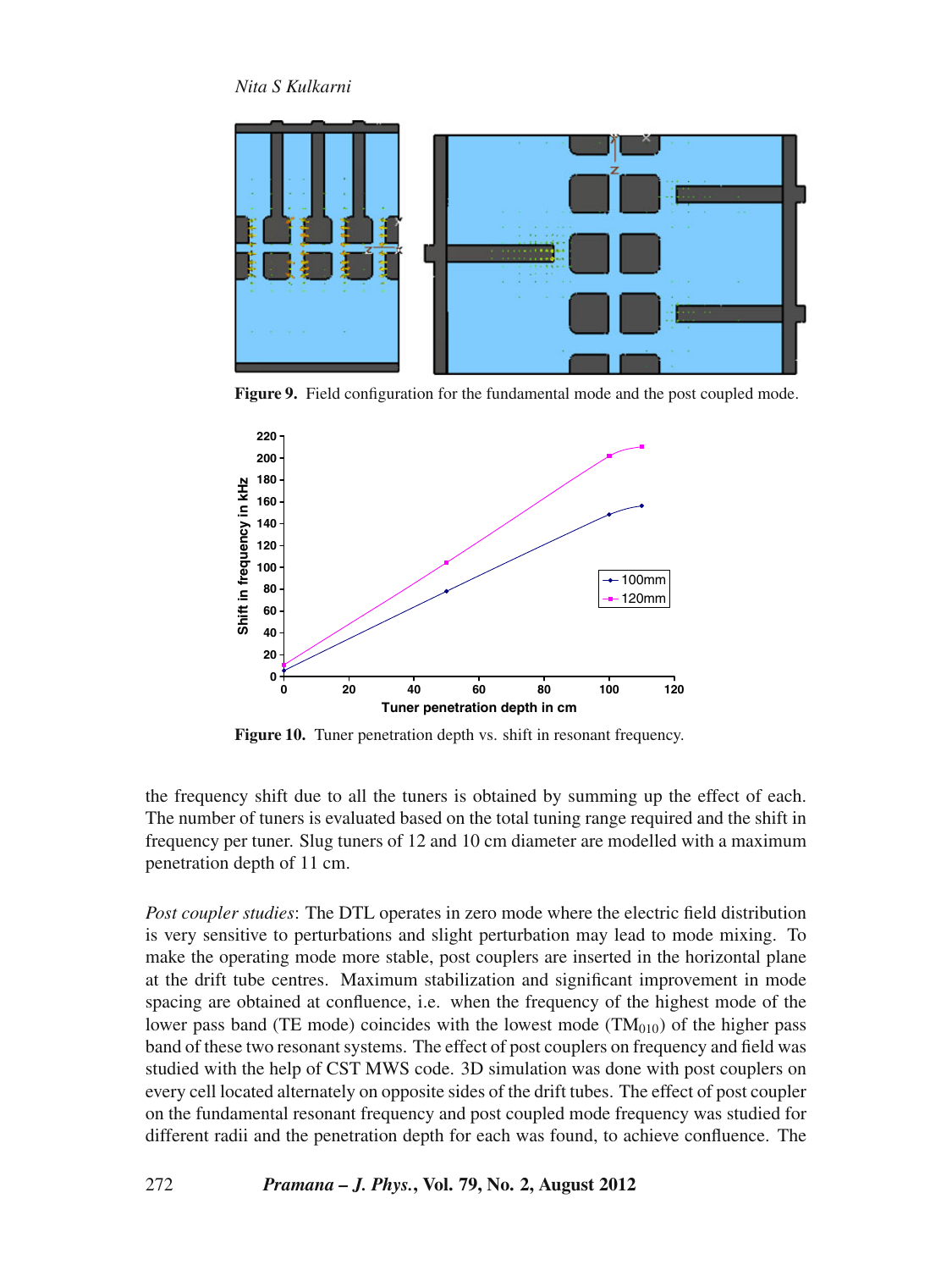**Figure 9.** Field configuration for the fundamental mode and the post coupled mode.

**Figure 10.** Tuner penetration depth vs. shift in resonant frequency.

the frequency shift due to all the tuners is obtained by summing up the effect of each. The number of tuners is evaluated based on the total tuning range required and the shift in frequency per tuner. Slug tuners of 12 and 10 cm diameter are modelled with a maximum penetration depth of 11 cm.

*Post coupler studies*: The DTL operates in zero mode where the electric field distribution is very sensitive to perturbations and slight perturbation may lead to mode mixing. To make the operating mode more stable, post couplers are inserted in the horizontal plane at the drift tube centres. Maximum stabilization and significant improvement in mode spacing are obtained at confluence, i.e. when the frequency of the highest mode of the lower pass band (TE mode) coincides with the lowest mode ($TM_{010}$) of the higher pass band of these two resonant systems. The effect of post couplers on frequency and field was studied with the help of CST MWS code. 3D simulation was done with post couplers on every cell located alternately on opposite sides of the drift tubes. The effect of post coupler on the fundamental resonant frequency and post coupled mode frequency was studied for different radii and the penetration depth for each was found, to achieve confluence. The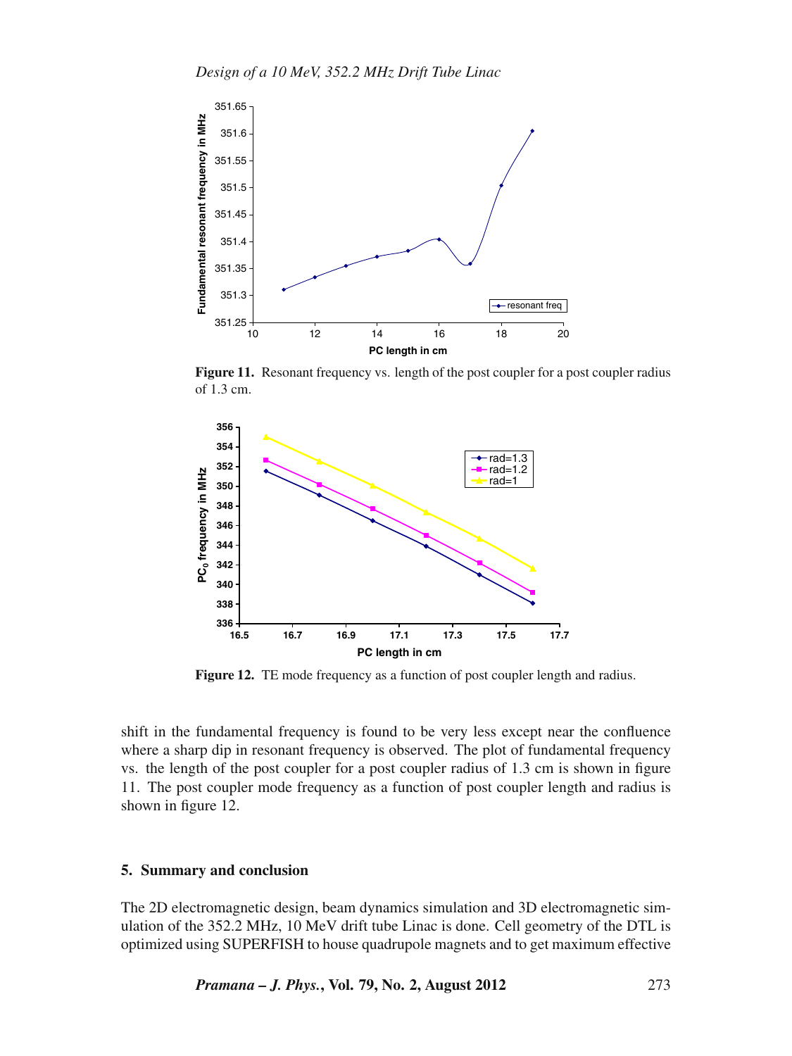**Figure 11.** Resonant frequency vs. length of the post coupler for a post coupler radius of 1.3 cm.

**Figure 12.** TE mode frequency as a function of post coupler length and radius.

shift in the fundamental frequency is found to be very less except near the confluence where a sharp dip in resonant frequency is observed. The plot of fundamental frequency vs. the length of the post coupler for a post coupler radius of 1.3 cm is shown in figure 11. The post coupler mode frequency as a function of post coupler length and radius is shown in figure 12.

## 5. Summary and conclusion

The 2D electromagnetic design, beam dynamics simulation and 3D electromagnetic simulation of the 352.2 MHz, 10 MeV drift tube Linac is done. Cell geometry of the DTL is optimized using SUPERFISH to house quadrupole magnets and to get maximum effective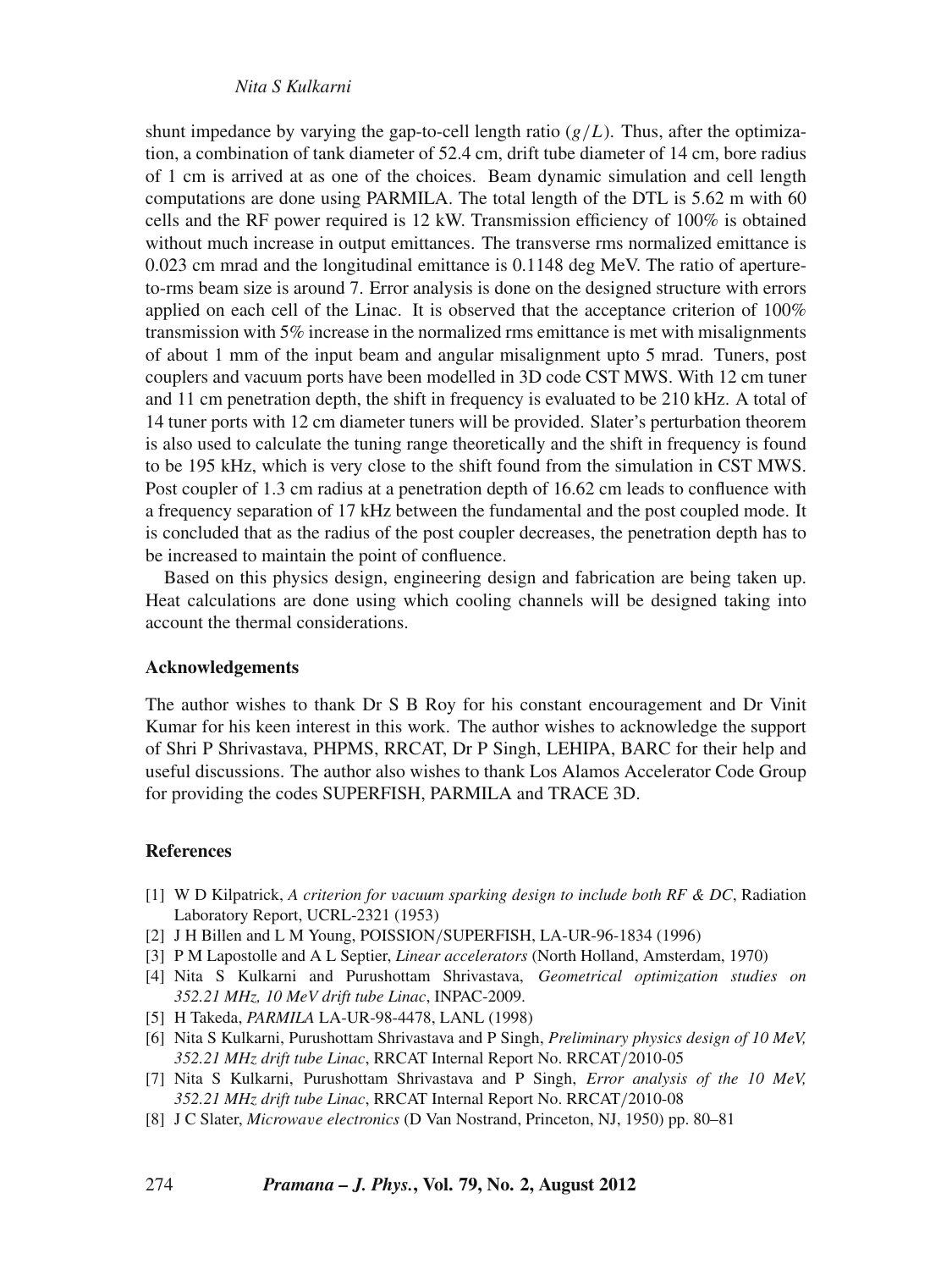shunt impedance by varying the gap-to-cell length ratio ($g/L$). Thus, after the optimization, a combination of tank diameter of 52.4 cm, drift tube diameter of 14 cm, bore radius of 1 cm is arrived at as one of the choices. Beam dynamic simulation and cell length computations are done using PARMILA. The total length of the DTL is 5.62 m with 60 cells and the RF power required is 12 kW. Transmission efficiency of 100% is obtained without much increase in output emittances. The transverse rms normalized emittance is 0.023 cm mrad and the longitudinal emittance is 0.1148 deg MeV. The ratio of aperture-to-rms beam size is around 7. Error analysis is done on the designed structure with errors applied on each cell of the Linac. It is observed that the acceptance criterion of 100% transmission with 5% increase in the normalized rms emittance is met with misalignments of about 1 mm of the input beam and angular misalignment upto 5 mrad. Tuners, post couplers and vacuum ports have been modelled in 3D code CST MWS. With 12 cm tuner and 11 cm penetration depth, the shift in frequency is evaluated to be 210 kHz. A total of 14 tuner ports with 12 cm diameter tuners will be provided. Slater's perturbation theorem is also used to calculate the tuning range theoretically and the shift in frequency is found to be 195 kHz, which is very close to the shift found from the simulation in CST MWS. Post coupler of 1.3 cm radius at a penetration depth of 16.62 cm leads to confluence with a frequency separation of 17 kHz between the fundamental and the post coupled mode. It is concluded that as the radius of the post coupler decreases, the penetration depth has to be increased to maintain the point of confluence.

Based on this physics design, engineering design and fabrication are being taken up. Heat calculations are done using which cooling channels will be designed taking into account the thermal considerations.

## Acknowledgements

The author wishes to thank Dr S B Roy for his constant encouragement and Dr Vinit Kumar for his keen interest in this work. The author wishes to acknowledge the support of Shri P Shrivastava, PHPMS, RRCAT, Dr P Singh, LEHIPA, BARC for their help and useful discussions. The author also wishes to thank Los Alamos Accelerator Code Group for providing the codes SUPERFISH, PARMILA and TRACE 3D.

## References

[1] W D Kilpatrick, *A criterion for vacuum sparking design to include both RF & DC*, Radiation Laboratory Report, UCRL-2321 (1953)

[2] J H Billen and L M Young, POISSION/SUPERFISH, LA-UR-96-1834 (1996)

[3] P M Lapostolle and A L Septier, *Linear accelerators* (North Holland, Amsterdam, 1970)

[4] Nita S Kulkarni and Purushottam Shrivastava, *Geometrical optimization studies on 352.21 MHz, 10 MeV drift tube Linac*, INPAC-2009.

[5] H Takeda, *PARMILA* LA-UR-98-4478, LANL (1998)

[6] Nita S Kulkarni, Purushottam Shrivastava and P Singh, *Preliminary physics design of 10 MeV, 352.21 MHz drift tube Linac*, RRCAT Internal Report No. RRCAT/2010-05

[7] Nita S Kulkarni, Purushottam Shrivastava and P Singh, *Error analysis of the 10 MeV, 352.21 MHz drift tube Linac*, RRCAT Internal Report No. RRCAT/2010-08

[8] J C Slater, *Microwave electronics* (D Van Nostrand, Princeton, NJ, 1950) pp. 80–81